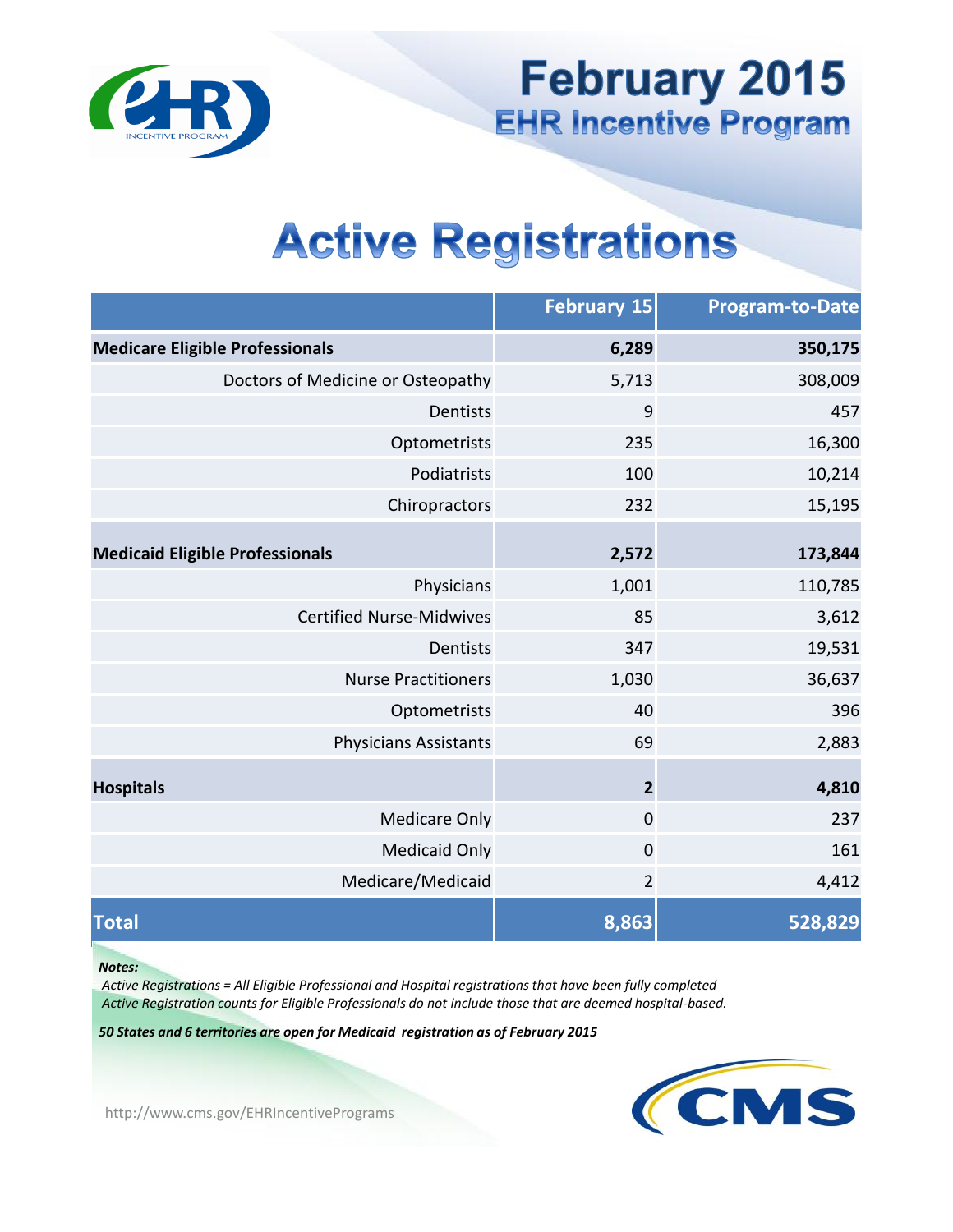# February 2015
## EHR Incentive Program

# Active Registrations

| | February 15 | Program-to-Date |
|---|---|---|
| **Medicare Eligible Professionals** | **6,289** | **350,175** |
| Doctors of Medicine or Osteopathy | 5,713 | 308,009 |
| Dentists | 9 | 457 |
| Optometrists | 235 | 16,300 |
| Podiatrists | 100 | 10,214 |
| Chiropractors | 232 | 15,195 |
| **Medicaid Eligible Professionals** | **2,572** | **173,844** |
| Physicians | 1,001 | 110,785 |
| Certified Nurse-Midwives | 85 | 3,612 |
| Dentists | 347 | 19,531 |
| Nurse Practitioners | 1,030 | 36,637 |
| Optometrists | 40 | 396 |
| Physicians Assistants | 69 | 2,883 |
| **Hospitals** | **2** | **4,810** |
| Medicare Only | 0 | 237 |
| Medicaid Only | 0 | 161 |
| Medicare/Medicaid | 2 | 4,412 |
| **Total** | **8,863** | **528,829** |

***Notes:***

*Active Registrations = All Eligible Professional and Hospital registrations that have been fully completed*

*Active Registration counts for Eligible Professionals do not include those that are deemed hospital-based.*

***50 States and 6 territories are open for Medicaid registration as of February 2015***

http://www.cms.gov/EHRIncentivePrograms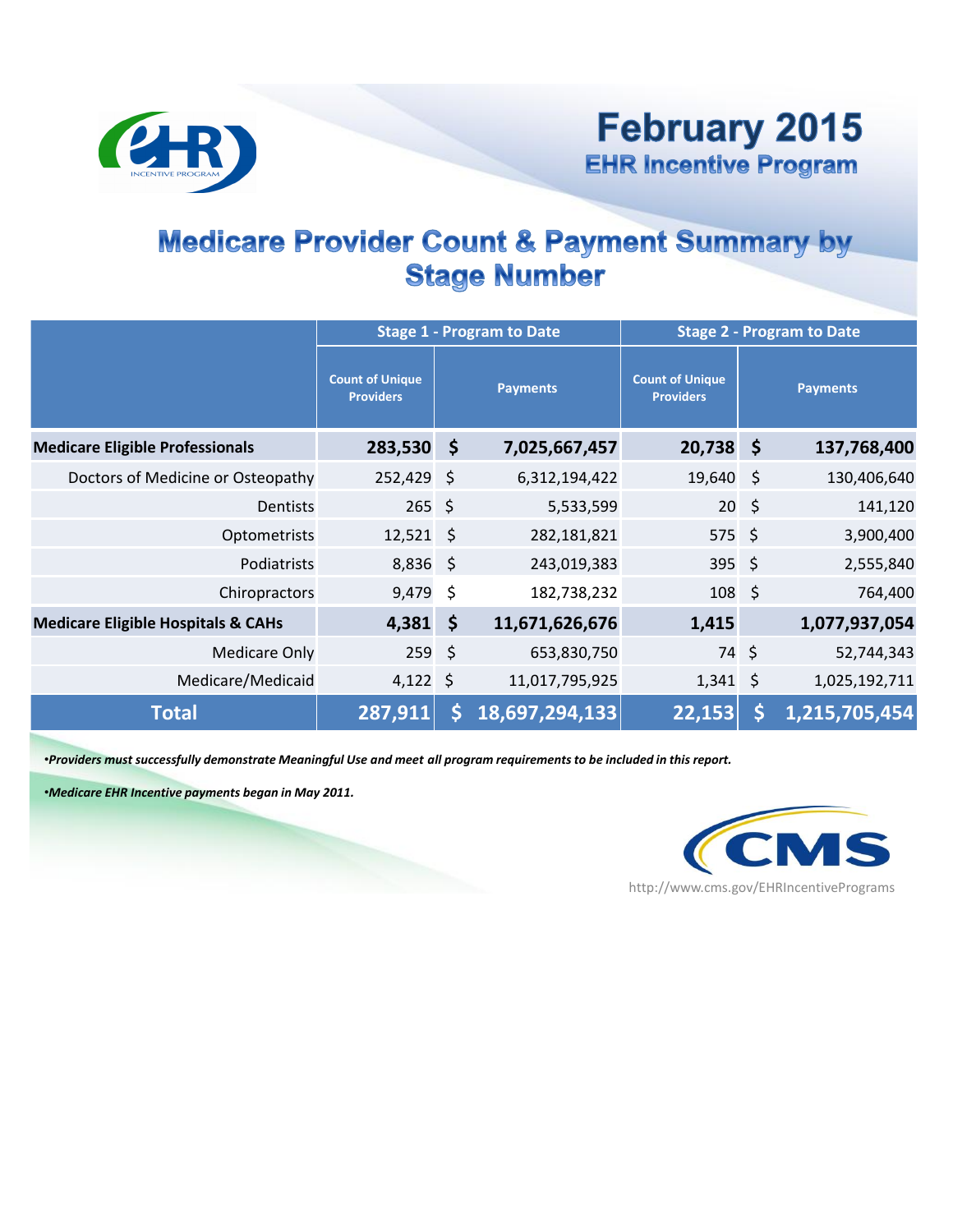# February 2015
## EHR Incentive Program

## Medicare Provider Count & Payment Summary by Stage Number

| | Stage 1 - Program to Date | | Stage 2 - Program to Date | |
|---|---|---|---|---|
| | Count of Unique Providers | Payments | Count of Unique Providers | Payments |
| **Medicare Eligible Professionals** | **283,530** | **$ 7,025,667,457** | **20,738** | **$ 137,768,400** |
| Doctors of Medicine or Osteopathy | 252,429 | $ 6,312,194,422 | 19,640 | $ 130,406,640 |
| Dentists | 265 | $ 5,533,599 | 20 | $ 141,120 |
| Optometrists | 12,521 | $ 282,181,821 | 575 | $ 3,900,400 |
| Podiatrists | 8,836 | $ 243,019,383 | 395 | $ 2,555,840 |
| Chiropractors | 9,479 | $ 182,738,232 | 108 | $ 764,400 |
| **Medicare Eligible Hospitals & CAHs** | **4,381** | **$ 11,671,626,676** | **1,415** | **1,077,937,054** |
| Medicare Only | 259 | $ 653,830,750 | 74 | $ 52,744,343 |
| Medicare/Medicaid | 4,122 | $ 11,017,795,925 | 1,341 | $ 1,025,192,711 |
| **Total** | **287,911** | **$ 18,697,294,133** | **22,153** | **$ 1,215,705,454** |

*•Providers must successfully demonstrate Meaningful Use and meet all program requirements to be included in this report.*

*•Medicare EHR Incentive payments began in May 2011.*

http://www.cms.gov/EHRIncentivePrograms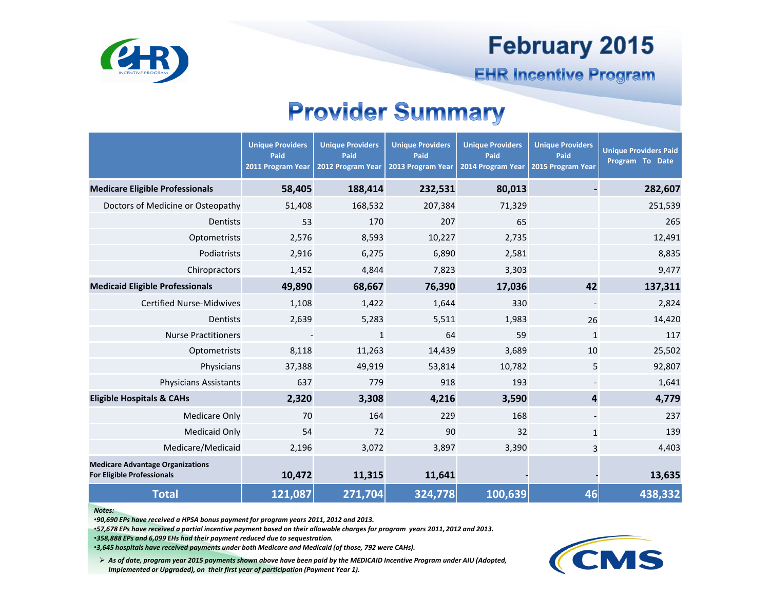# February 2015

## EHR Incentive Program

## Provider Summary

| | Unique Providers Paid 2011 Program Year | Unique Providers Paid 2012 Program Year | Unique Providers Paid 2013 Program Year | Unique Providers Paid 2014 Program Year | Unique Providers Paid 2015 Program Year | Unique Providers Paid Program To Date |
|---|---|---|---|---|---|---|
| **Medicare Eligible Professionals** | **58,405** | **188,414** | **232,531** | **80,013** | **-** | **282,607** |
| Doctors of Medicine or Osteopathy | 51,408 | 168,532 | 207,384 | 71,329 | | 251,539 |
| Dentists | 53 | 170 | 207 | 65 | | 265 |
| Optometrists | 2,576 | 8,593 | 10,227 | 2,735 | | 12,491 |
| Podiatrists | 2,916 | 6,275 | 6,890 | 2,581 | | 8,835 |
| Chiropractors | 1,452 | 4,844 | 7,823 | 3,303 | | 9,477 |
| **Medicaid Eligible Professionals** | **49,890** | **68,667** | **76,390** | **17,036** | **42** | **137,311** |
| Certified Nurse-Midwives | 1,108 | 1,422 | 1,644 | 330 | - | 2,824 |
| Dentists | 2,639 | 5,283 | 5,511 | 1,983 | 26 | 14,420 |
| Nurse Practitioners | - | 1 | 64 | 59 | 1 | 117 |
| Optometrists | 8,118 | 11,263 | 14,439 | 3,689 | 10 | 25,502 |
| Physicians | 37,388 | 49,919 | 53,814 | 10,782 | 5 | 92,807 |
| Physicians Assistants | 637 | 779 | 918 | 193 | - | 1,641 |
| **Eligible Hospitals & CAHs** | **2,320** | **3,308** | **4,216** | **3,590** | **4** | **4,779** |
| Medicare Only | 70 | 164 | 229 | 168 | - | 237 |
| Medicaid Only | 54 | 72 | 90 | 32 | 1 | 139 |
| Medicare/Medicaid | 2,196 | 3,072 | 3,897 | 3,390 | 3 | 4,403 |
| **Medicare Advantage Organizations For Eligible Professionals** | **10,472** | **11,315** | **11,641** | **-** | **-** | **13,635** |
| **Total** | **121,087** | **271,704** | **324,778** | **100,639** | **46** | **438,332** |

***Notes:***

- *90,690 EPs have received a HPSA bonus payment for program years 2011, 2012 and 2013.*
- *57,678 EPs have received a partial incentive payment based on their allowable charges for program years 2011, 2012 and 2013.*
- *358,888 EPs and 6,099 EHs had their payment reduced due to sequestration.*
- *3,645 hospitals have received payments under both Medicare and Medicaid (of those, 792 were CAHs).*

➢ *As of date, program year 2015 payments shown above have been paid by the MEDICAID Incentive Program under AIU (Adopted, Implemented or Upgraded), on their first year of participation (Payment Year 1).*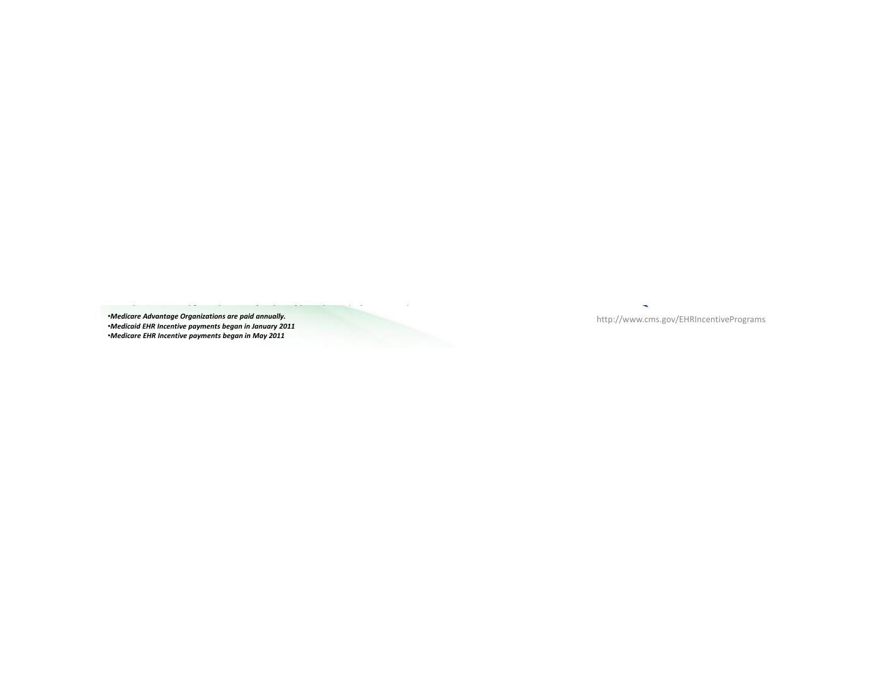•*Medicare Advantage Organizations are paid annually.*
•*Medicaid EHR Incentive payments began in January 2011*
•*Medicare EHR Incentive payments began in May 2011*

http://www.cms.gov/EHRIncentivePrograms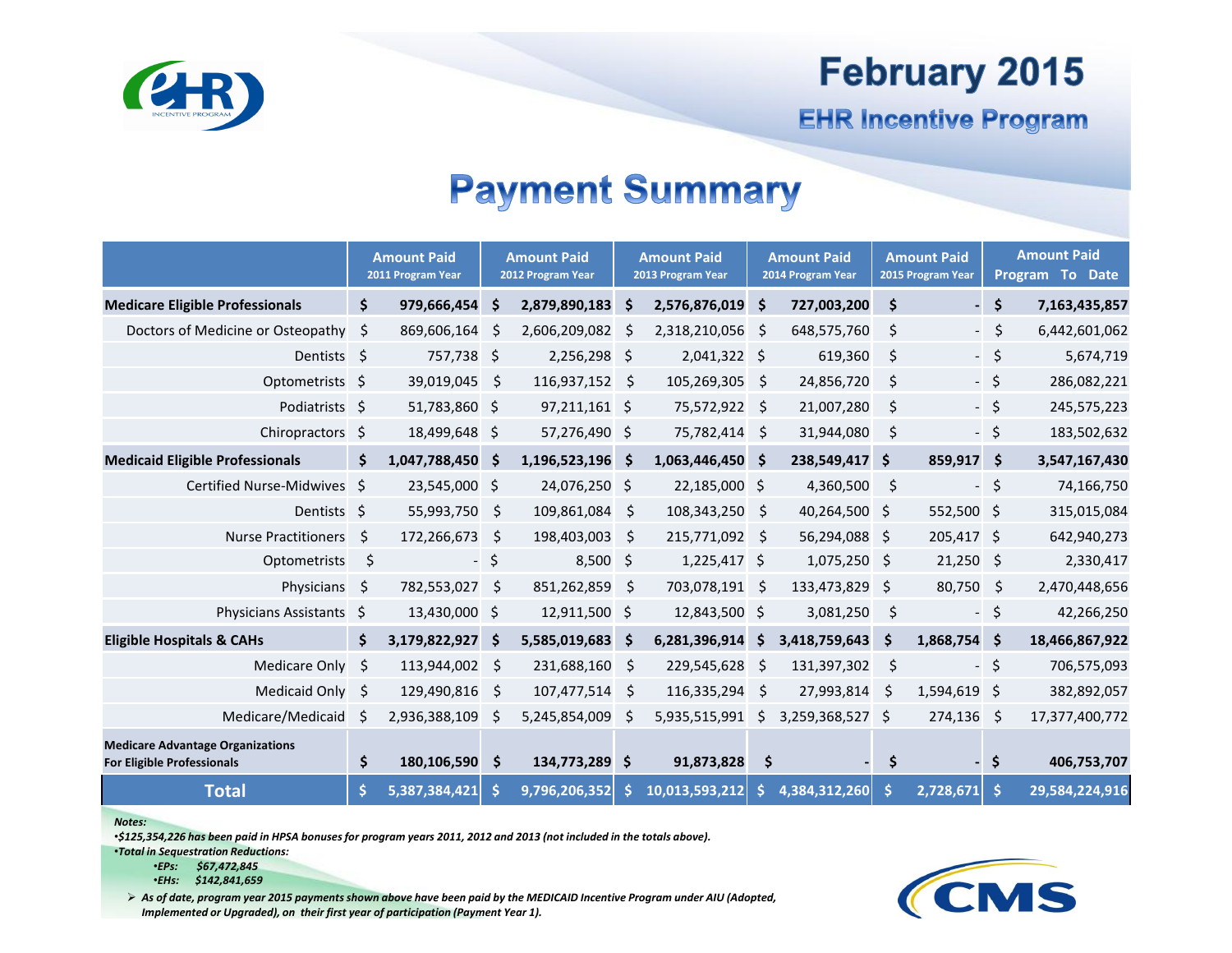# February 2015

## EHR Incentive Program

## Payment Summary

| | Amount Paid 2011 Program Year | Amount Paid 2012 Program Year | Amount Paid 2013 Program Year | Amount Paid 2014 Program Year | Amount Paid 2015 Program Year | Amount Paid Program To Date |
|---|---|---|---|---|---|---|
| **Medicare Eligible Professionals** | **$ 979,666,454** | **$ 2,879,890,183** | **$ 2,576,876,019** | **$ 727,003,200** | **$ -** | **$ 7,163,435,857** |
| Doctors of Medicine or Osteopathy | $ 869,606,164 | $ 2,606,209,082 | $ 2,318,210,056 | $ 648,575,760 | $ - | $ 6,442,601,062 |
| Dentists | $ 757,738 | $ 2,256,298 | $ 2,041,322 | $ 619,360 | $ - | $ 5,674,719 |
| Optometrists | $ 39,019,045 | $ 116,937,152 | $ 105,269,305 | $ 24,856,720 | $ - | $ 286,082,221 |
| Podiatrists | $ 51,783,860 | $ 97,211,161 | $ 75,572,922 | $ 21,007,280 | $ - | $ 245,575,223 |
| Chiropractors | $ 18,499,648 | $ 57,276,490 | $ 75,782,414 | $ 31,944,080 | $ - | $ 183,502,632 |
| **Medicaid Eligible Professionals** | **$ 1,047,788,450** | **$ 1,196,523,196** | **$ 1,063,446,450** | **$ 238,549,417** | **$ 859,917** | **$ 3,547,167,430** |
| Certified Nurse-Midwives | $ 23,545,000 | $ 24,076,250 | $ 22,185,000 | $ 4,360,500 | $ - | $ 74,166,750 |
| Dentists | $ 55,993,750 | $ 109,861,084 | $ 108,343,250 | $ 40,264,500 | $ 552,500 | $ 315,015,084 |
| Nurse Practitioners | $ 172,266,673 | $ 198,403,003 | $ 215,771,092 | $ 56,294,088 | $ 205,417 | $ 642,940,273 |
| Optometrists | $ - | $ 8,500 | $ 1,225,417 | $ 1,075,250 | $ 21,250 | $ 2,330,417 |
| Physicians | $ 782,553,027 | $ 851,262,859 | $ 703,078,191 | $ 133,473,829 | $ 80,750 | $ 2,470,448,656 |
| Physicians Assistants | $ 13,430,000 | $ 12,911,500 | $ 12,843,500 | $ 3,081,250 | $ - | $ 42,266,250 |
| **Eligible Hospitals & CAHs** | **$ 3,179,822,927** | **$ 5,585,019,683** | **$ 6,281,396,914** | **$ 3,418,759,643** | **$ 1,868,754** | **$ 18,466,867,922** |
| Medicare Only | $ 113,944,002 | $ 231,688,160 | $ 229,545,628 | $ 131,397,302 | $ - | $ 706,575,093 |
| Medicaid Only | $ 129,490,816 | $ 107,477,514 | $ 116,335,294 | $ 27,993,814 | $ 1,594,619 | $ 382,892,057 |
| Medicare/Medicaid | $ 2,936,388,109 | $ 5,245,854,009 | $ 5,935,515,991 | $ 3,259,368,527 | $ 274,136 | $ 17,377,400,772 |
| **Medicare Advantage Organizations For Eligible Professionals** | **$ 180,106,590** | **$ 134,773,289** | **$ 91,873,828** | **$ -** | **$ -** | **$ 406,753,707** |
| **Total** | **$ 5,387,384,421** | **$ 9,796,206,352** | **$ 10,013,593,212** | **$ 4,384,312,260** | **$ 2,728,671** | **$ 29,584,224,916** |

***Notes:***

- *$125,354,226 has been paid in HPSA bonuses for program years 2011, 2012 and 2013 (not included in the totals above).*
- *Total in Sequestration Reductions:*
  - *EPs: $67,472,845*
  - *EHs: $142,841,659*

➢ *As of date, program year 2015 payments shown above have been paid by the MEDICAID Incentive Program under AIU (Adopted, Implemented or Upgraded), on their first year of participation (Payment Year 1).*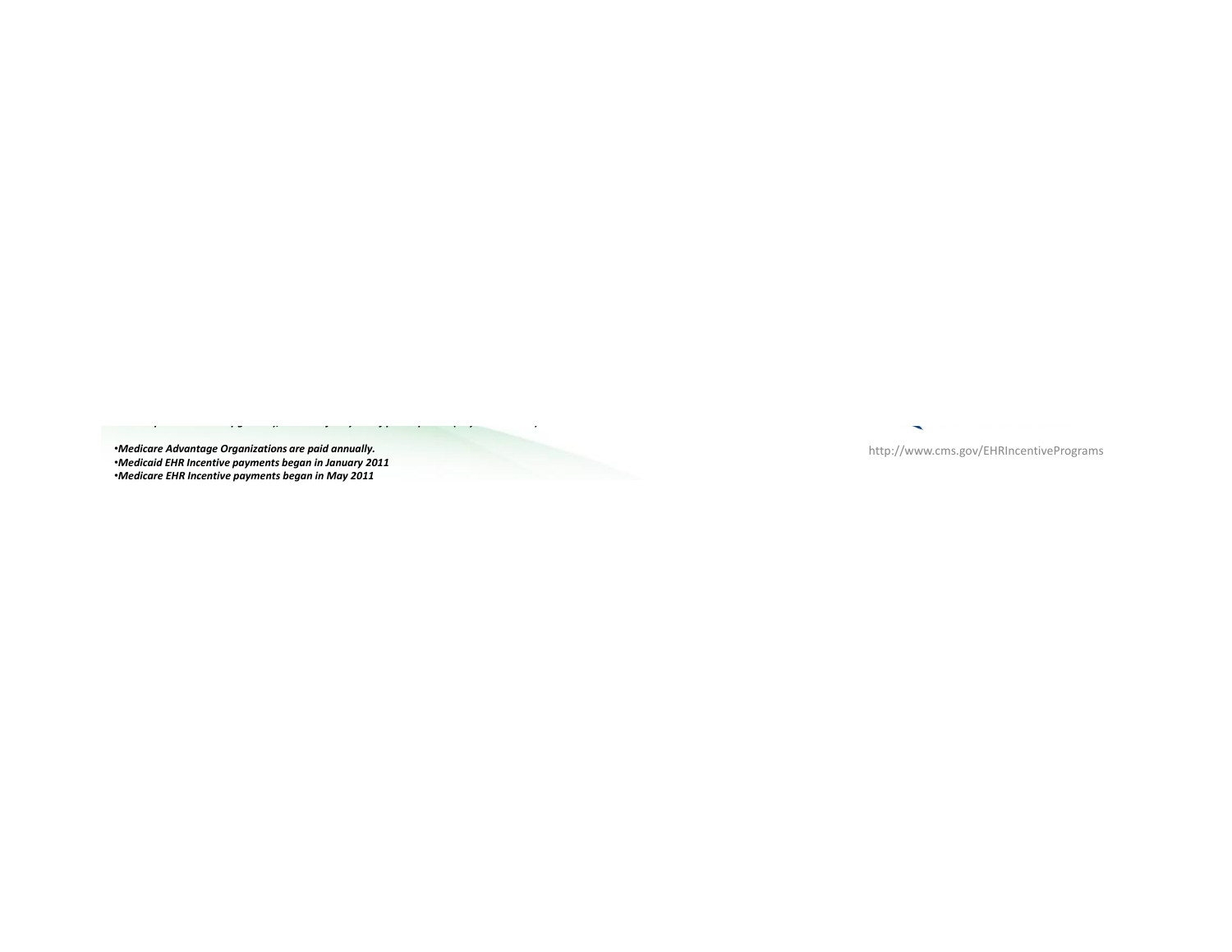- *Medicare Advantage Organizations are paid annually.*
- *Medicaid EHR Incentive payments began in January 2011*
- *Medicare EHR Incentive payments began in May 2011*

http://www.cms.gov/EHRIncentivePrograms